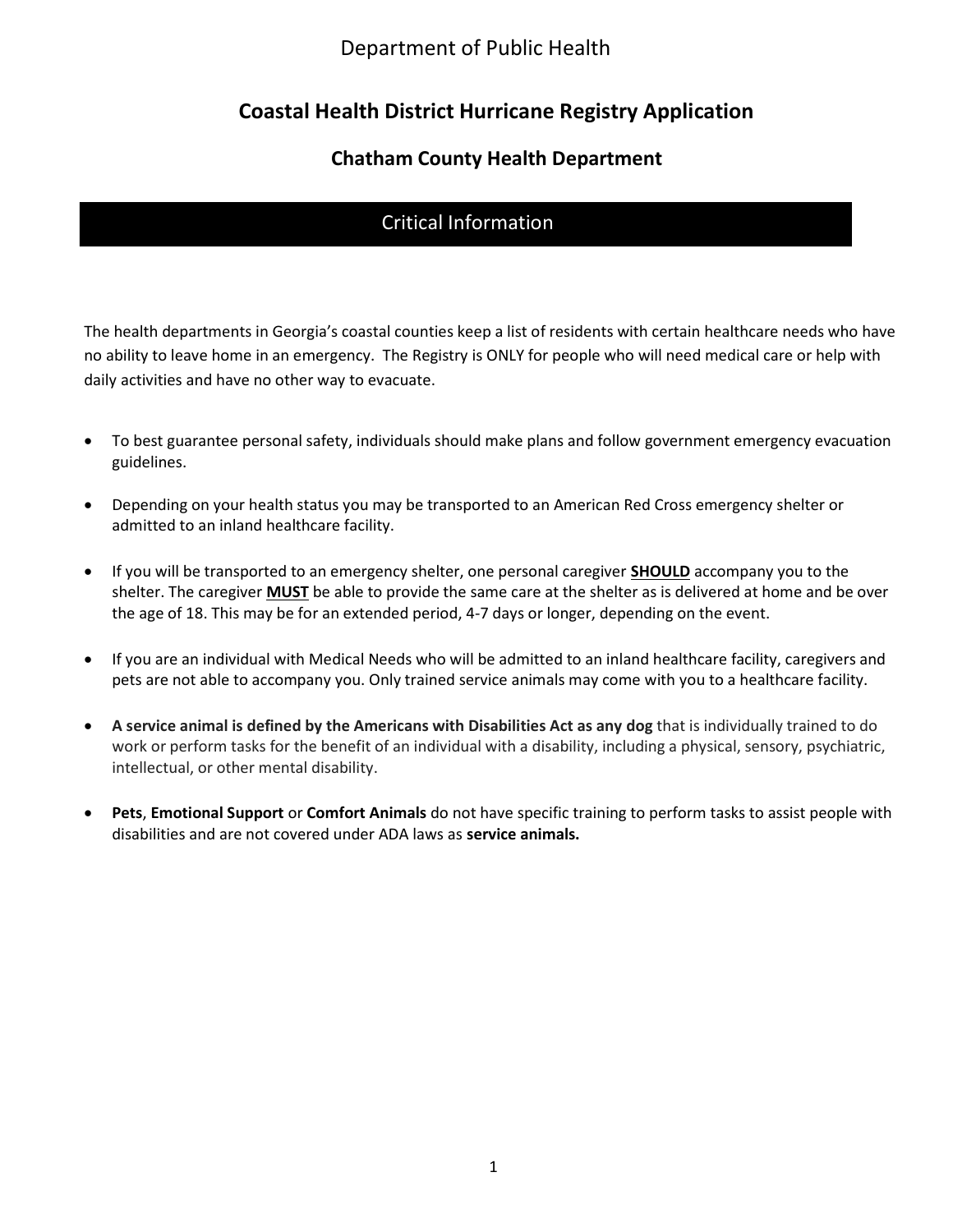Department of Public Health

# Coastal Health District Hurricane Registry Application

## Chatham County Health Department

## Critical Information

The health departments in Georgia's coastal counties keep a list of residents with certain healthcare needs who have no ability to leave home in an emergency. The Registry is ONLY for people who will need medical care or help with daily activities and have no other way to evacuate.

- To best guarantee personal safety, individuals should make plans and follow government emergency evacuation guidelines.
- Depending on your health status you may be transported to an American Red Cross emergency shelter or admitted to an inland healthcare facility.
- If you will be transported to an emergency shelter, one personal caregiver **SHOULD** accompany you to the shelter. The caregiver **MUST** be able to provide the same care at the shelter as is delivered at home and be over the age of 18. This may be for an extended period, 4-7 days or longer, depending on the event.
- If you are an individual with Medical Needs who will be admitted to an inland healthcare facility, caregivers and pets are not able to accompany you. Only trained service animals may come with you to a healthcare facility.
- **A service animal is defined by the Americans with Disabilities Act as any dog** that is individually trained to do work or perform tasks for the benefit of an individual with a disability, including a physical, sensory, psychiatric, intellectual, or other mental disability.
- **Pets**, **Emotional Support** or **Comfort Animals** do not have specific training to perform tasks to assist people with disabilities and are not covered under ADA laws as **service animals.**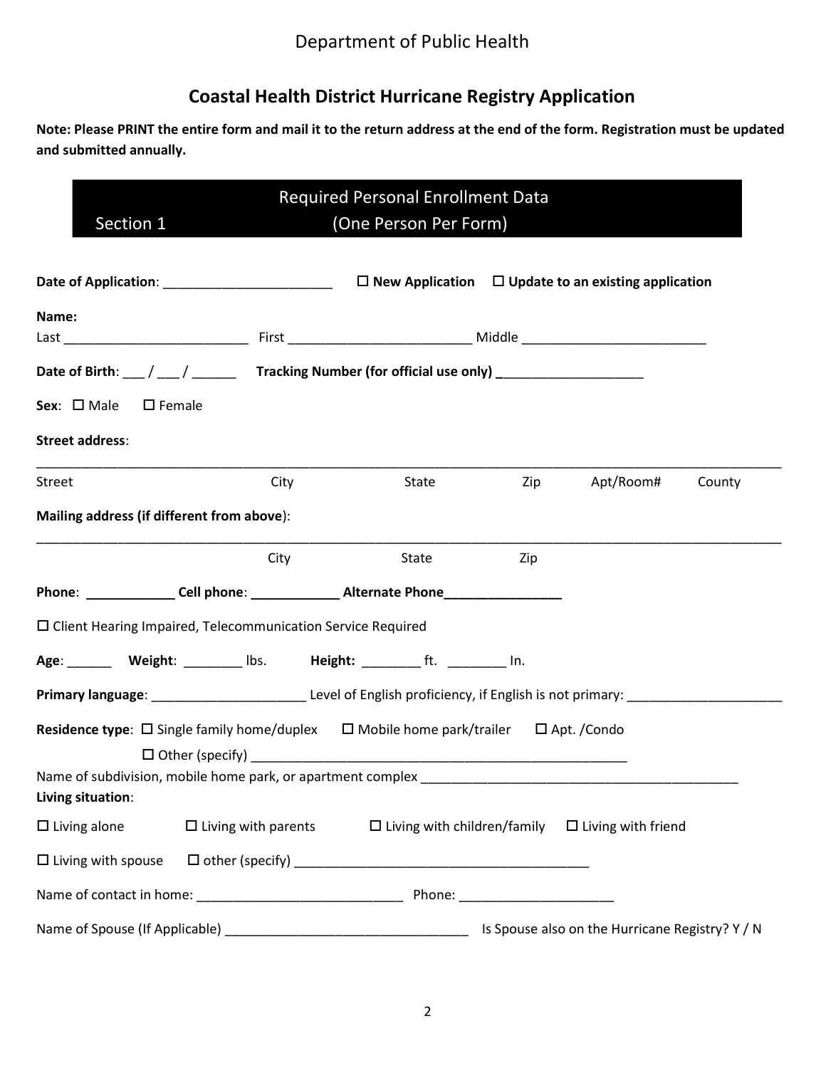Department of Public Health

# Coastal Health District Hurricane Registry Application

**Note: Please PRINT the entire form and mail it to the return address at the end of the form. Registration must be updated and submitted annually.**

## Section 1 — Required Personal Enrollment Data (One Person Per Form)

**Date of Application**: ______________________ ☐ **New Application** ☐ **Update to an existing application**

**Name:**
Last ________________________ First ________________________ Middle ________________________

**Date of Birth**: ___ / ___ / ______ **Tracking Number (for official use only)** ____________________

**Sex**: ☐ Male ☐ Female

**Street address**:

______________________________________________________________________________________

Street City State Zip Apt/Room# County

**Mailing address (if different from above)**:

______________________________________________________________________________________

City State Zip

**Phone**: ____________ **Cell phone**: ____________ **Alternate Phone**________________

☐ Client Hearing Impaired, Telecommunication Service Required

**Age**: ______ **Weight**: ________ lbs. **Height:** ________ ft. ________ In.

**Primary language**: _____________________ Level of English proficiency, if English is not primary: _____________________

**Residence type**: ☐ Single family home/duplex ☐ Mobile home park/trailer ☐ Apt. /Condo

☐ Other (specify) ______________________________________________________

Name of subdivision, mobile home park, or apartment complex ____________________________________________

**Living situation**:

☐ Living alone ☐ Living with parents ☐ Living with children/family ☐ Living with friend

☐ Living with spouse ☐ other (specify) ________________________________________

Name of contact in home: ____________________________ Phone: _____________________

Name of Spouse (If Applicable) _________________________________ Is Spouse also on the Hurricane Registry? Y / N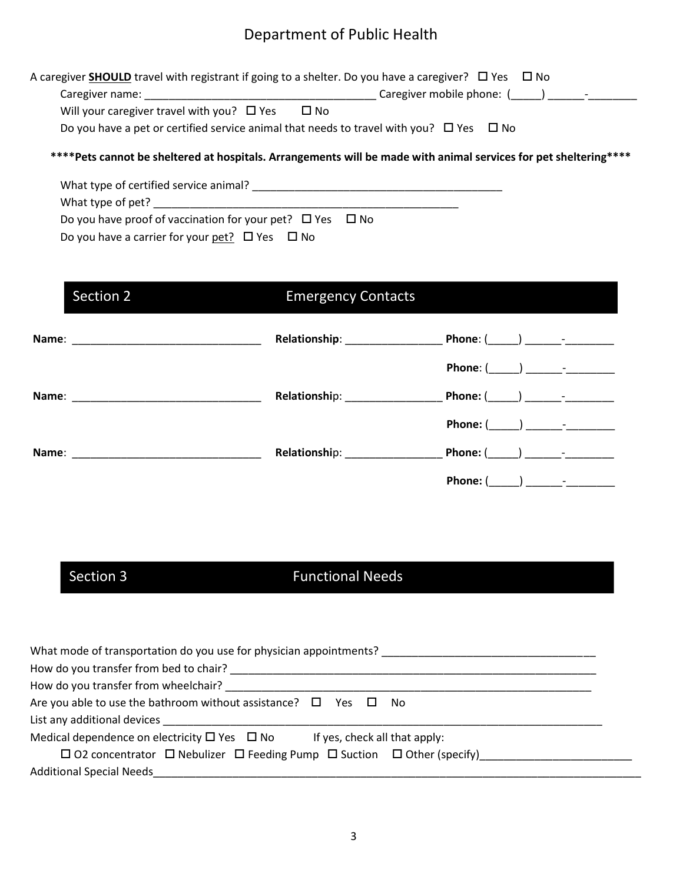# Department of Public Health

A caregiver **SHOULD** travel with registrant if going to a shelter. Do you have a caregiver? ☐ Yes ☐ No

Caregiver name: ______________________________________ Caregiver mobile phone: (_____) ______-________

Will your caregiver travel with you? ☐ Yes ☐ No

Do you have a pet or certified service animal that needs to travel with you? ☐ Yes ☐ No

**\*\*\*\*Pets cannot be sheltered at hospitals. Arrangements will be made with animal services for pet sheltering\*\*\*\***

What type of certified service animal? ________________________________________

What type of pet? ___________________________________________________

Do you have proof of vaccination for your pet? ☐ Yes ☐ No

Do you have a carrier for your pet? ☐ Yes ☐ No

## Section 2 Emergency Contacts

**Name**: ______________________________ **Relationship**: _______________ **Phone**: (_____) ______-________

**Phone**: (_____) ______-________

**Name**: ______________________________ **Relationship**: _______________ **Phone:** (_____) ______-________

**Phone:** (_____) ______-________

**Name**: ______________________________ **Relationship**: _______________ **Phone:** (_____) ______-________

**Phone:** (_____) ______-________

## Section 3 Functional Needs

What mode of transportation do you use for physician appointments? __________________________________

How do you transfer from bed to chair? ____________________________________________________________

How do you transfer from wheelchair? _____________________________________________________________

Are you able to use the bathroom without assistance? ☐ Yes ☐ No

List any additional devices ___________________________________________________________________________

Medical dependence on electricity ☐ Yes ☐ No If yes, check all that apply:

☐ O2 concentrator ☐ Nebulizer ☐ Feeding Pump ☐ Suction ☐ Other (specify)________________________

Additional Special Needs________________________________________________________________________________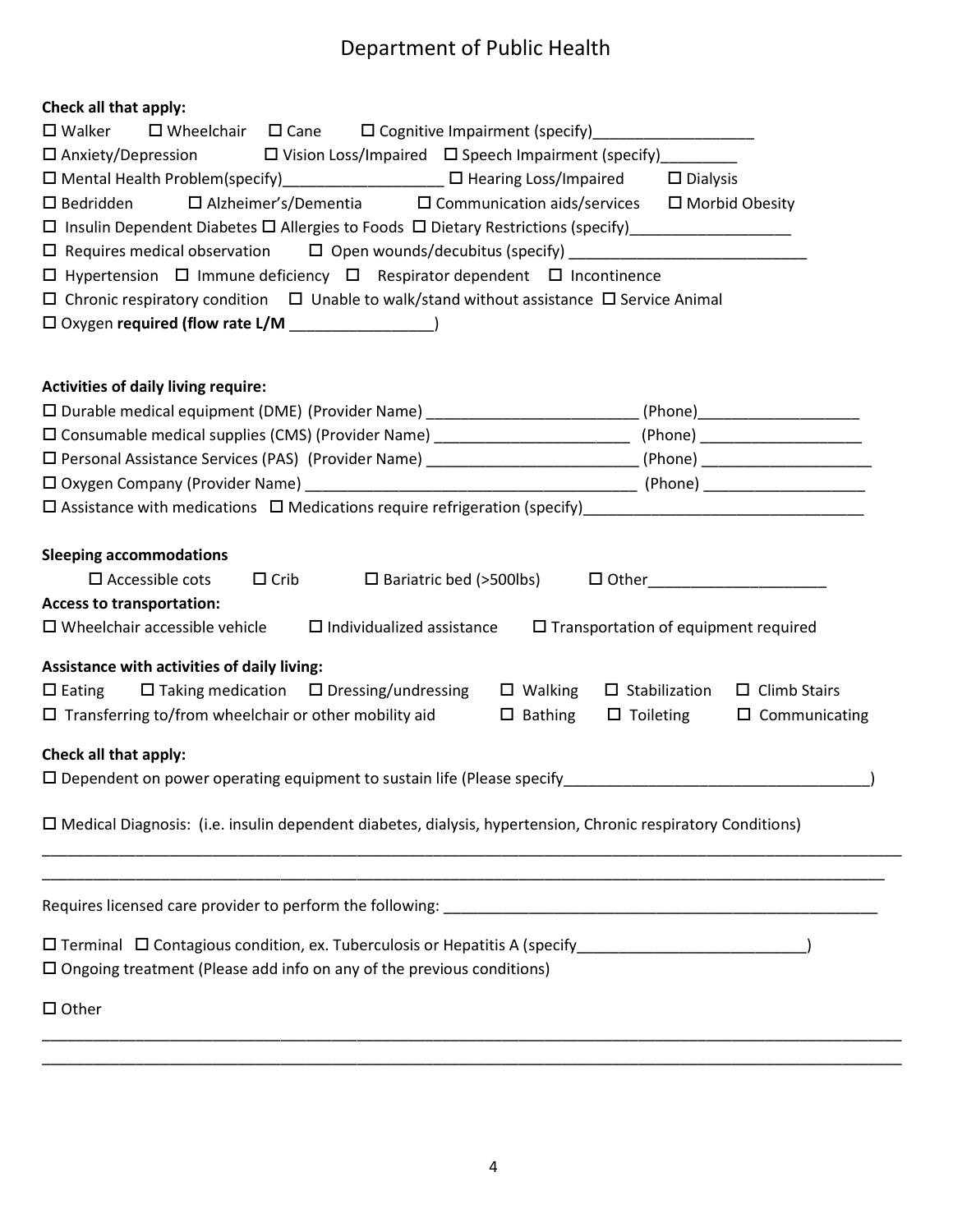# Department of Public Health

**Check all that apply:**

☐ Walker ☐ Wheelchair ☐ Cane ☐ Cognitive Impairment (specify)___________________

☐ Anxiety/Depression ☐ Vision Loss/Impaired ☐ Speech Impairment (specify)_________

☐ Mental Health Problem(specify)___________________ ☐ Hearing Loss/Impaired ☐ Dialysis

☐ Bedridden ☐ Alzheimer's/Dementia ☐ Communication aids/services ☐ Morbid Obesity

☐ Insulin Dependent Diabetes ☐ Allergies to Foods ☐ Dietary Restrictions (specify)___________________

☐ Requires medical observation ☐ Open wounds/decubitus (specify) ____________________________

☐ Hypertension ☐ Immune deficiency ☐ Respirator dependent ☐ Incontinence

☐ Chronic respiratory condition ☐ Unable to walk/stand without assistance ☐ Service Animal

☐ Oxygen **required (flow rate L/M** _________________)

**Activities of daily living require:**

☐ Durable medical equipment (DME) (Provider Name) _________________________ (Phone)___________________

☐ Consumable medical supplies (CMS) (Provider Name) _______________________ (Phone) ___________________

☐ Personal Assistance Services (PAS) (Provider Name) ________________________ (Phone) ____________________

☐ Oxygen Company (Provider Name) _______________________________________ (Phone) ___________________

☐ Assistance with medications ☐ Medications require refrigeration (specify)________________________________

**Sleeping accommodations**

☐ Accessible cots ☐ Crib ☐ Bariatric bed (>500lbs) ☐ Other_____________________

**Access to transportation:**

☐ Wheelchair accessible vehicle ☐ Individualized assistance ☐ Transportation of equipment required

**Assistance with activities of daily living:**

☐ Eating ☐ Taking medication ☐ Dressing/undressing ☐ Walking ☐ Stabilization ☐ Climb Stairs

☐ Transferring to/from wheelchair or other mobility aid ☐ Bathing ☐ Toileting ☐ Communicating

**Check all that apply:**

☐ Dependent on power operating equipment to sustain life (Please specify____________________________________)

☐ Medical Diagnosis: (i.e. insulin dependent diabetes, dialysis, hypertension, Chronic respiratory Conditions)

_____________________________________________________________________________________________

_____________________________________________________________________________________________

Requires licensed care provider to perform the following: _____________________________________________________

☐ Terminal ☐ Contagious condition, ex. Tuberculosis or Hepatitis A (specify__________________________)

☐ Ongoing treatment (Please add info on any of the previous conditions)

☐ Other

_____________________________________________________________________________________________

_____________________________________________________________________________________________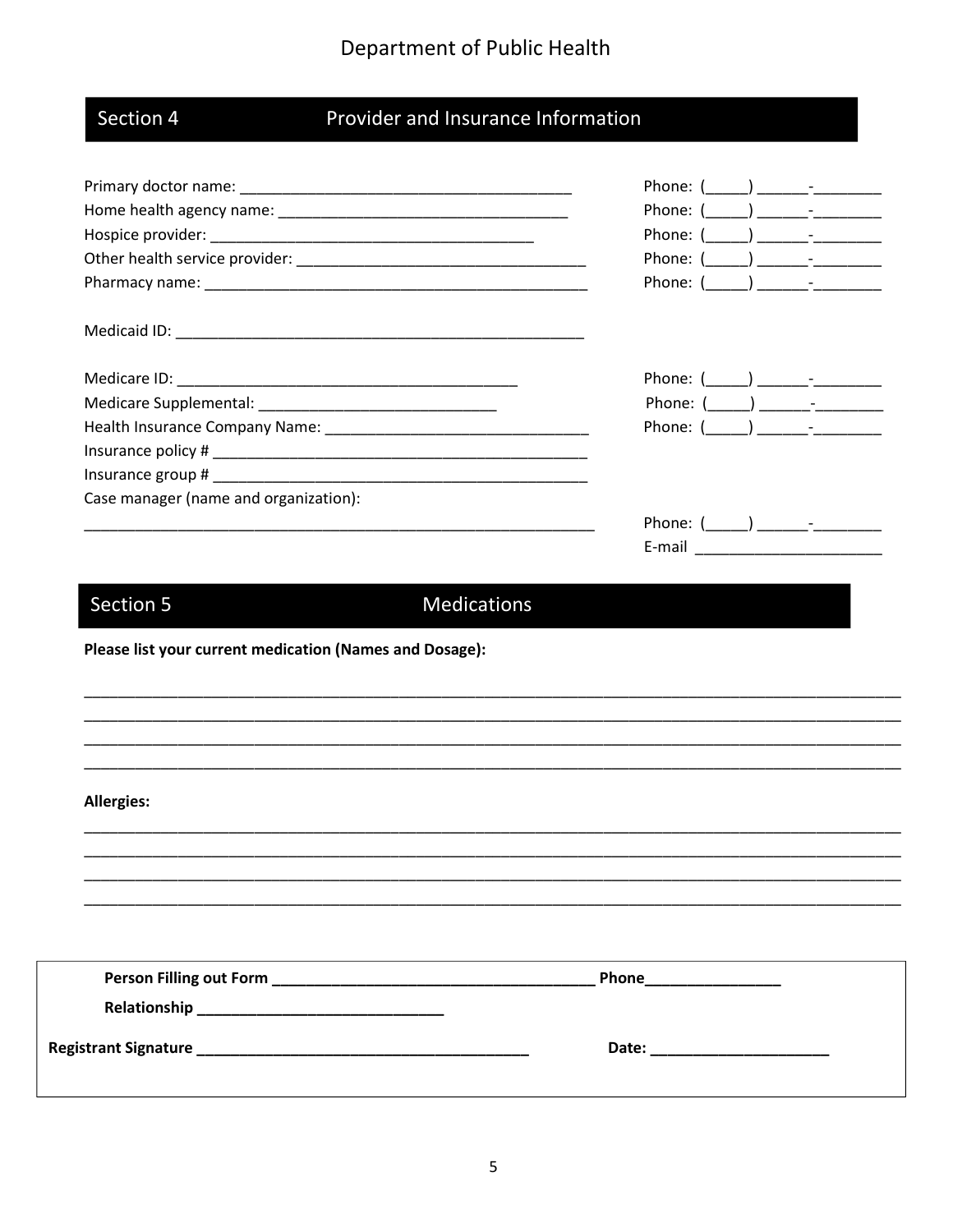Department of Public Health

## Section 4 Provider and Insurance Information

Primary doctor name: ______________________________________ Phone: (_____) ______-________

Home health agency name: _________________________________ Phone: (_____) ______-________

Hospice provider: ______________________________________ Phone: (_____) ______-________

Other health service provider: __________________________________ Phone: (_____) ______-________

Pharmacy name: ______________________________________________ Phone: (_____) ______-________

Medicaid ID: ________________________________________________

Medicare ID: ________________________________________ Phone: (_____) ______-________

Medicare Supplemental: ____________________________ Phone: (_____) ______-________

Health Insurance Company Name: _______________________________ Phone: (_____) ______-________

Insurance policy # ______________________________________________

Insurance group # ______________________________________________

Case manager (name and organization):

_____________________________________________________________ Phone: (_____) ______-________

E-mail _____________________

## Section 5 Medications

**Please list your current medication (Names and Dosage):**

_______________________________________________________________________________________________

_______________________________________________________________________________________________

_______________________________________________________________________________________________

_______________________________________________________________________________________________

**Allergies:**

_______________________________________________________________________________________________

_______________________________________________________________________________________________

_______________________________________________________________________________________________

_______________________________________________________________________________________________

**Person Filling out Form ______________________________________ Phone________________**

**Relationship _____________________________**

**Registrant Signature _______________________________________ Date: ____________________**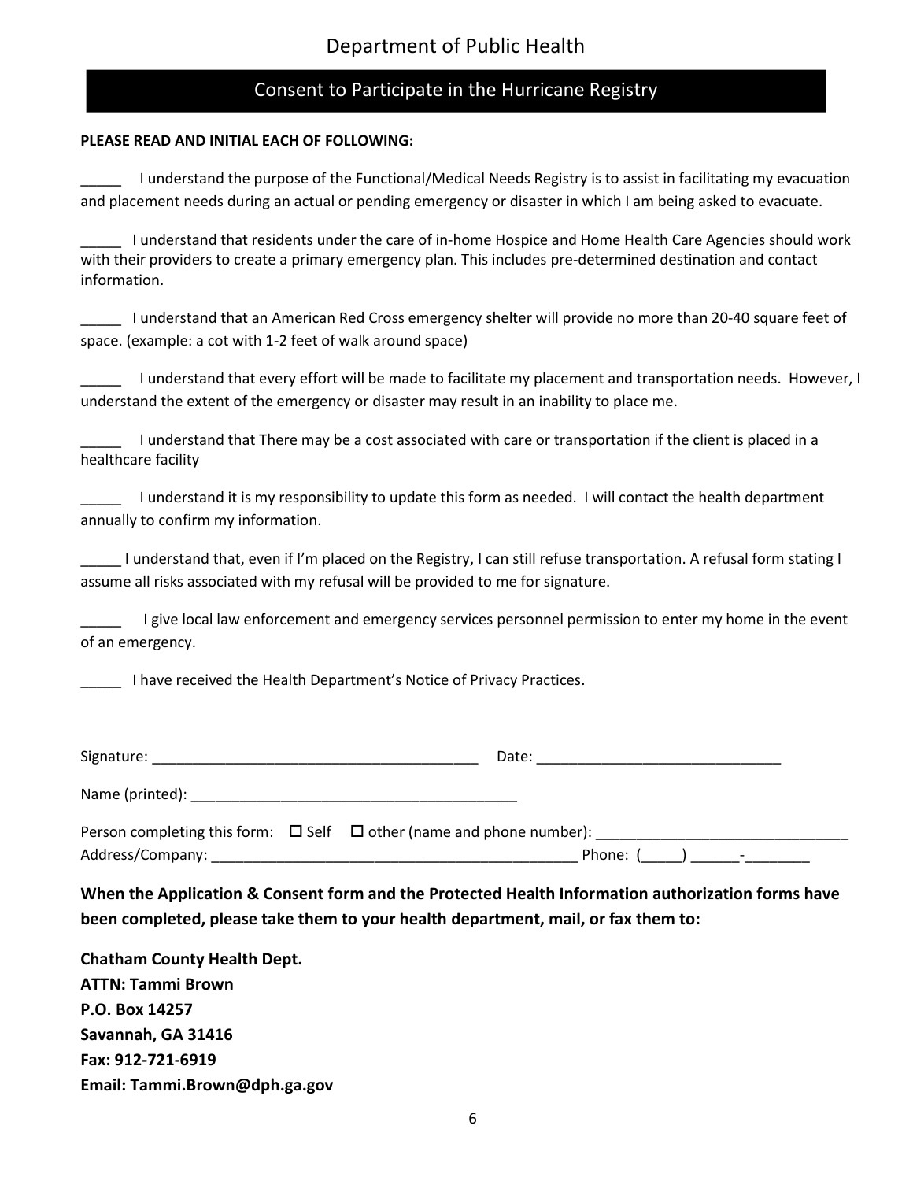# Department of Public Health

## Consent to Participate in the Hurricane Registry

**PLEASE READ AND INITIAL EACH OF FOLLOWING:**

_____ I understand the purpose of the Functional/Medical Needs Registry is to assist in facilitating my evacuation and placement needs during an actual or pending emergency or disaster in which I am being asked to evacuate.

_____ I understand that residents under the care of in-home Hospice and Home Health Care Agencies should work with their providers to create a primary emergency plan. This includes pre-determined destination and contact information.

_____ I understand that an American Red Cross emergency shelter will provide no more than 20-40 square feet of space. (example: a cot with 1-2 feet of walk around space)

_____ I understand that every effort will be made to facilitate my placement and transportation needs. However, I understand the extent of the emergency or disaster may result in an inability to place me.

_____ I understand that There may be a cost associated with care or transportation if the client is placed in a healthcare facility

_____ I understand it is my responsibility to update this form as needed. I will contact the health department annually to confirm my information.

_____ I understand that, even if I'm placed on the Registry, I can still refuse transportation. A refusal form stating I assume all risks associated with my refusal will be provided to me for signature.

_____ I give local law enforcement and emergency services personnel permission to enter my home in the event of an emergency.

_____ I have received the Health Department's Notice of Privacy Practices.

Signature: ________________________________________ Date: ______________________________

Name (printed): ________________________________________

Person completing this form: ☐ Self ☐ other (name and phone number): ______________________________

Address/Company: ______________________________________________ Phone: (_____) ______-________

**When the Application & Consent form and the Protected Health Information authorization forms have been completed, please take them to your health department, mail, or fax them to:**

**Chatham County Health Dept.**
**ATTN: Tammi Brown**
**P.O. Box 14257**
**Savannah, GA 31416**
**Fax: 912-721-6919**
**Email: Tammi.Brown@dph.ga.gov**